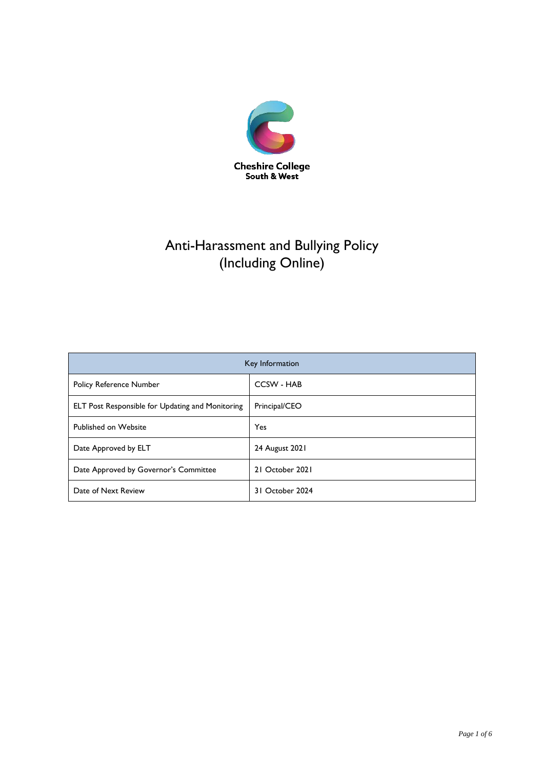Cheshire College
South & West

# Anti-Harassment and Bullying Policy (Including Online)

| Key Information | |
|---|---|
| Policy Reference Number | CCSW - HAB |
| ELT Post Responsible for Updating and Monitoring | Principal/CEO |
| Published on Website | Yes |
| Date Approved by ELT | 24 August 2021 |
| Date Approved by Governor's Committee | 21 October 2021 |
| Date of Next Review | 31 October 2024 |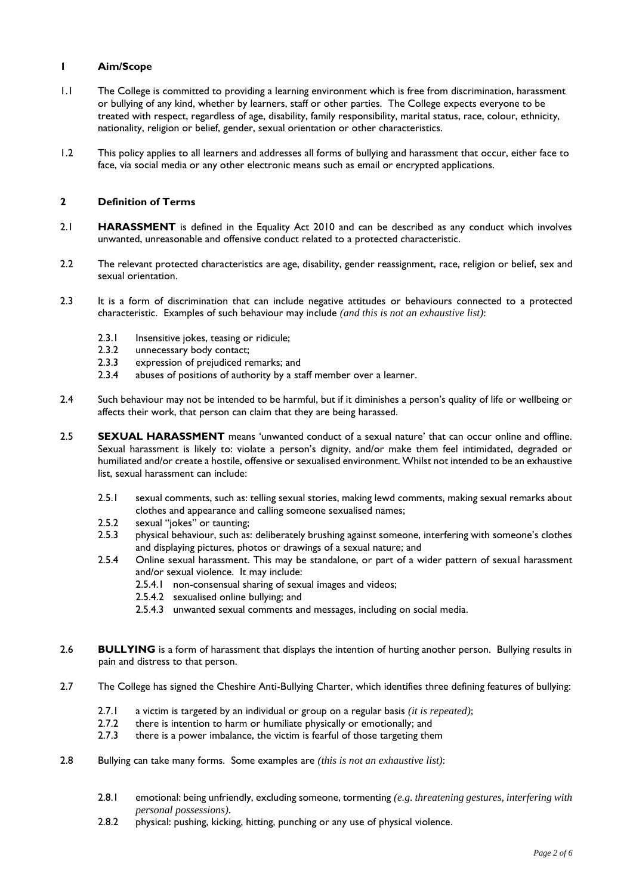## 1 Aim/Scope

1.1 The College is committed to providing a learning environment which is free from discrimination, harassment or bullying of any kind, whether by learners, staff or other parties. The College expects everyone to be treated with respect, regardless of age, disability, family responsibility, marital status, race, colour, ethnicity, nationality, religion or belief, gender, sexual orientation or other characteristics.

1.2 This policy applies to all learners and addresses all forms of bullying and harassment that occur, either face to face, via social media or any other electronic means such as email or encrypted applications.

## 2 Definition of Terms

2.1 **HARASSMENT** is defined in the Equality Act 2010 and can be described as any conduct which involves unwanted, unreasonable and offensive conduct related to a protected characteristic.

2.2 The relevant protected characteristics are age, disability, gender reassignment, race, religion or belief, sex and sexual orientation.

2.3 It is a form of discrimination that can include negative attitudes or behaviours connected to a protected characteristic. Examples of such behaviour may include *(and this is not an exhaustive list)*:

- 2.3.1 Insensitive jokes, teasing or ridicule;
- 2.3.2 unnecessary body contact;
- 2.3.3 expression of prejudiced remarks; and
- 2.3.4 abuses of positions of authority by a staff member over a learner.

2.4 Such behaviour may not be intended to be harmful, but if it diminishes a person's quality of life or wellbeing or affects their work, that person can claim that they are being harassed.

2.5 **SEXUAL HARASSMENT** means 'unwanted conduct of a sexual nature' that can occur online and offline. Sexual harassment is likely to: violate a person's dignity, and/or make them feel intimidated, degraded or humiliated and/or create a hostile, offensive or sexualised environment. Whilst not intended to be an exhaustive list, sexual harassment can include:

- 2.5.1 sexual comments, such as: telling sexual stories, making lewd comments, making sexual remarks about clothes and appearance and calling someone sexualised names;
- 2.5.2 sexual "jokes" or taunting;
- 2.5.3 physical behaviour, such as: deliberately brushing against someone, interfering with someone's clothes and displaying pictures, photos or drawings of a sexual nature; and
- 2.5.4 Online sexual harassment. This may be standalone, or part of a wider pattern of sexual harassment and/or sexual violence. It may include:
  - 2.5.4.1 non-consensual sharing of sexual images and videos;
  - 2.5.4.2 sexualised online bullying; and
  - 2.5.4.3 unwanted sexual comments and messages, including on social media.

2.6 **BULLYING** is a form of harassment that displays the intention of hurting another person. Bullying results in pain and distress to that person.

2.7 The College has signed the Cheshire Anti-Bullying Charter, which identifies three defining features of bullying:

- 2.7.1 a victim is targeted by an individual or group on a regular basis *(it is repeated)*;
- 2.7.2 there is intention to harm or humiliate physically or emotionally; and
- 2.7.3 there is a power imbalance, the victim is fearful of those targeting them

2.8 Bullying can take many forms. Some examples are *(this is not an exhaustive list)*:

- 2.8.1 emotional: being unfriendly, excluding someone, tormenting *(e.g. threatening gestures, interfering with personal possessions)*.
- 2.8.2 physical: pushing, kicking, hitting, punching or any use of physical violence.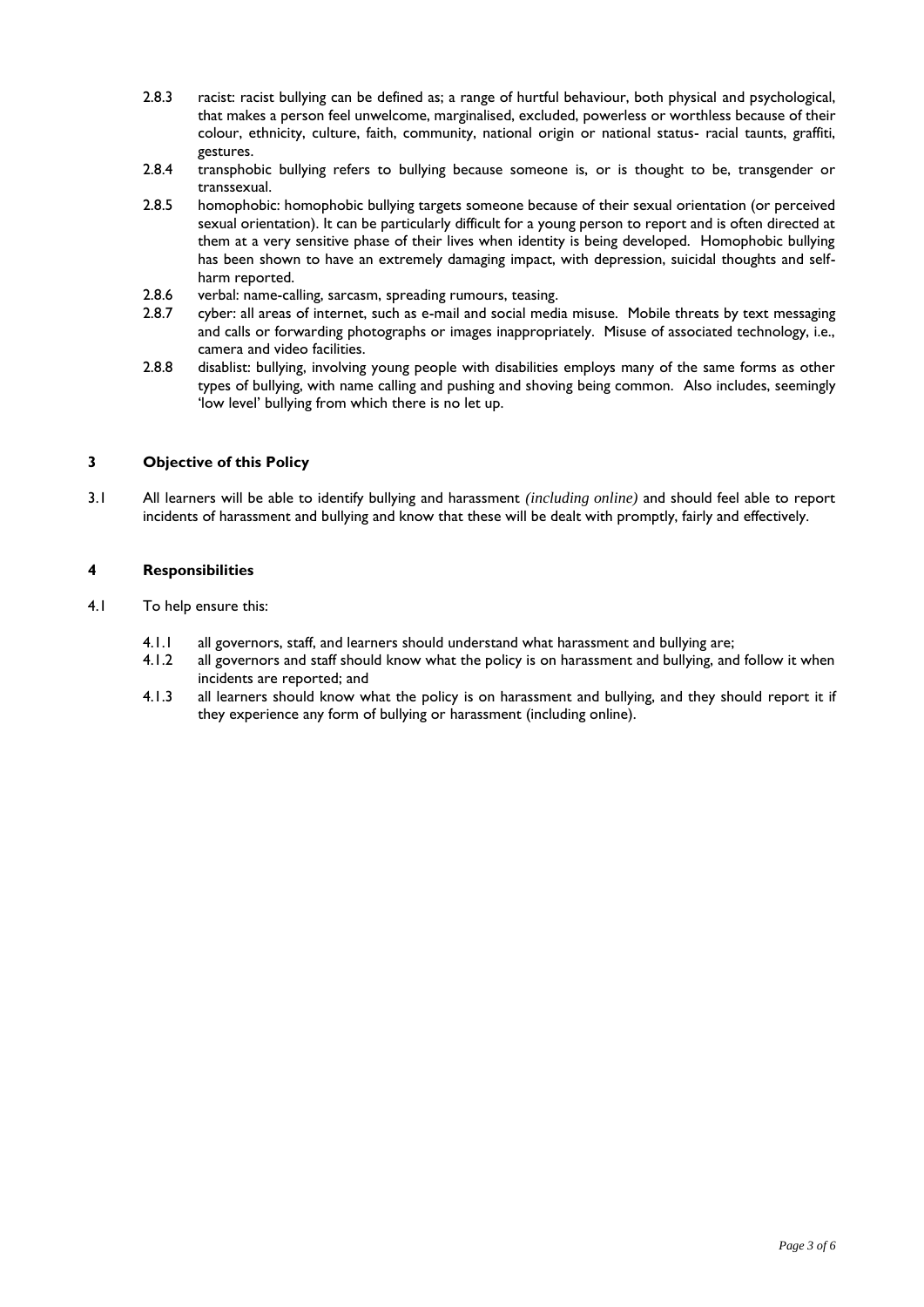2.8.3 racist: racist bullying can be defined as; a range of hurtful behaviour, both physical and psychological, that makes a person feel unwelcome, marginalised, excluded, powerless or worthless because of their colour, ethnicity, culture, faith, community, national origin or national status- racial taunts, graffiti, gestures.

2.8.4 transphobic bullying refers to bullying because someone is, or is thought to be, transgender or transsexual.

2.8.5 homophobic: homophobic bullying targets someone because of their sexual orientation (or perceived sexual orientation). It can be particularly difficult for a young person to report and is often directed at them at a very sensitive phase of their lives when identity is being developed. Homophobic bullying has been shown to have an extremely damaging impact, with depression, suicidal thoughts and self-harm reported.

2.8.6 verbal: name-calling, sarcasm, spreading rumours, teasing.

2.8.7 cyber: all areas of internet, such as e-mail and social media misuse. Mobile threats by text messaging and calls or forwarding photographs or images inappropriately. Misuse of associated technology, i.e., camera and video facilities.

2.8.8 disablist: bullying, involving young people with disabilities employs many of the same forms as other types of bullying, with name calling and pushing and shoving being common. Also includes, seemingly 'low level' bullying from which there is no let up.

## 3 Objective of this Policy

3.1 All learners will be able to identify bullying and harassment *(including online)* and should feel able to report incidents of harassment and bullying and know that these will be dealt with promptly, fairly and effectively.

## 4 Responsibilities

4.1 To help ensure this:

4.1.1 all governors, staff, and learners should understand what harassment and bullying are;

4.1.2 all governors and staff should know what the policy is on harassment and bullying, and follow it when incidents are reported; and

4.1.3 all learners should know what the policy is on harassment and bullying, and they should report it if they experience any form of bullying or harassment (including online).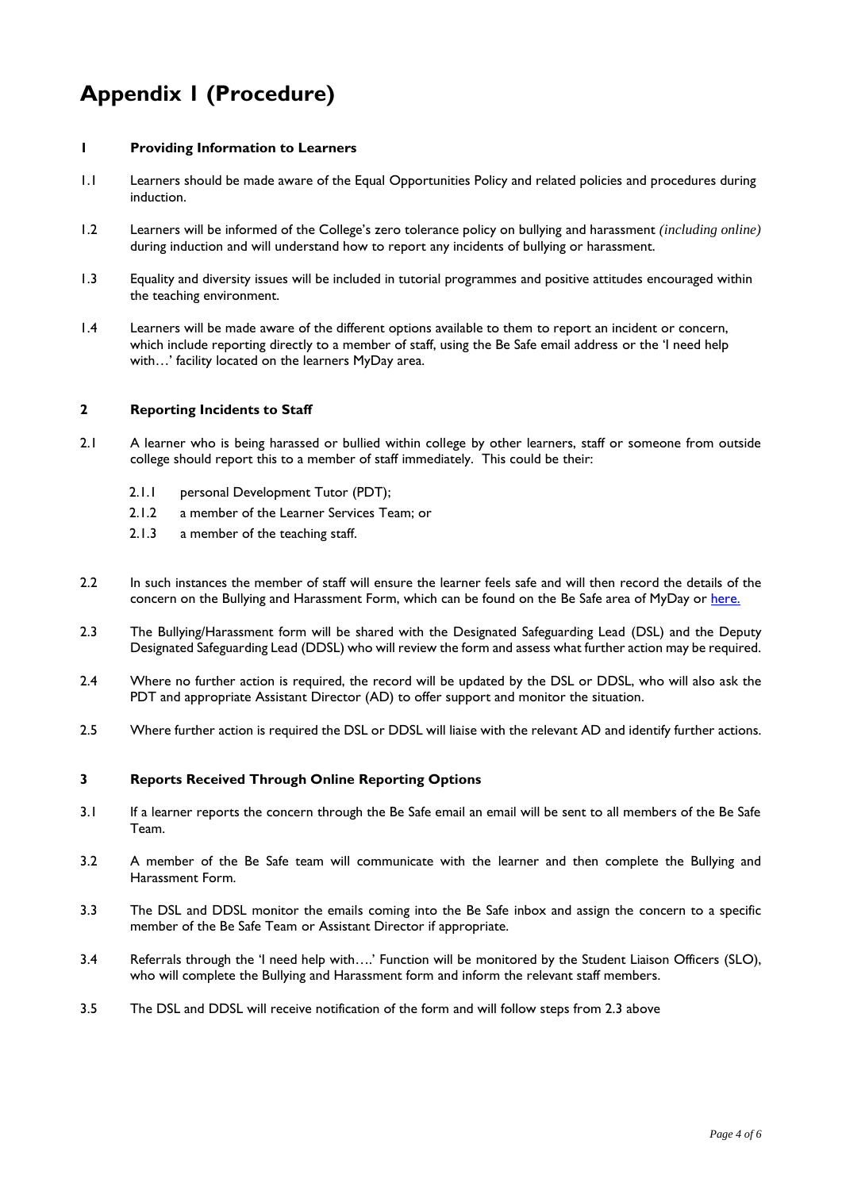# Appendix 1 (Procedure)

## 1 Providing Information to Learners

1.1 Learners should be made aware of the Equal Opportunities Policy and related policies and procedures during induction.

1.2 Learners will be informed of the College's zero tolerance policy on bullying and harassment *(including online)* during induction and will understand how to report any incidents of bullying or harassment.

1.3 Equality and diversity issues will be included in tutorial programmes and positive attitudes encouraged within the teaching environment.

1.4 Learners will be made aware of the different options available to them to report an incident or concern, which include reporting directly to a member of staff, using the Be Safe email address or the 'I need help with…' facility located on the learners MyDay area.

## 2 Reporting Incidents to Staff

2.1 A learner who is being harassed or bullied within college by other learners, staff or someone from outside college should report this to a member of staff immediately. This could be their:

- 2.1.1 personal Development Tutor (PDT);
- 2.1.2 a member of the Learner Services Team; or
- 2.1.3 a member of the teaching staff.

2.2 In such instances the member of staff will ensure the learner feels safe and will then record the details of the concern on the Bullying and Harassment Form, which can be found on the Be Safe area of MyDay or [here.]()

2.3 The Bullying/Harassment form will be shared with the Designated Safeguarding Lead (DSL) and the Deputy Designated Safeguarding Lead (DDSL) who will review the form and assess what further action may be required.

2.4 Where no further action is required, the record will be updated by the DSL or DDSL, who will also ask the PDT and appropriate Assistant Director (AD) to offer support and monitor the situation.

2.5 Where further action is required the DSL or DDSL will liaise with the relevant AD and identify further actions.

## 3 Reports Received Through Online Reporting Options

3.1 If a learner reports the concern through the Be Safe email an email will be sent to all members of the Be Safe Team.

3.2 A member of the Be Safe team will communicate with the learner and then complete the Bullying and Harassment Form.

3.3 The DSL and DDSL monitor the emails coming into the Be Safe inbox and assign the concern to a specific member of the Be Safe Team or Assistant Director if appropriate.

3.4 Referrals through the 'I need help with….' Function will be monitored by the Student Liaison Officers (SLO), who will complete the Bullying and Harassment form and inform the relevant staff members.

3.5 The DSL and DDSL will receive notification of the form and will follow steps from 2.3 above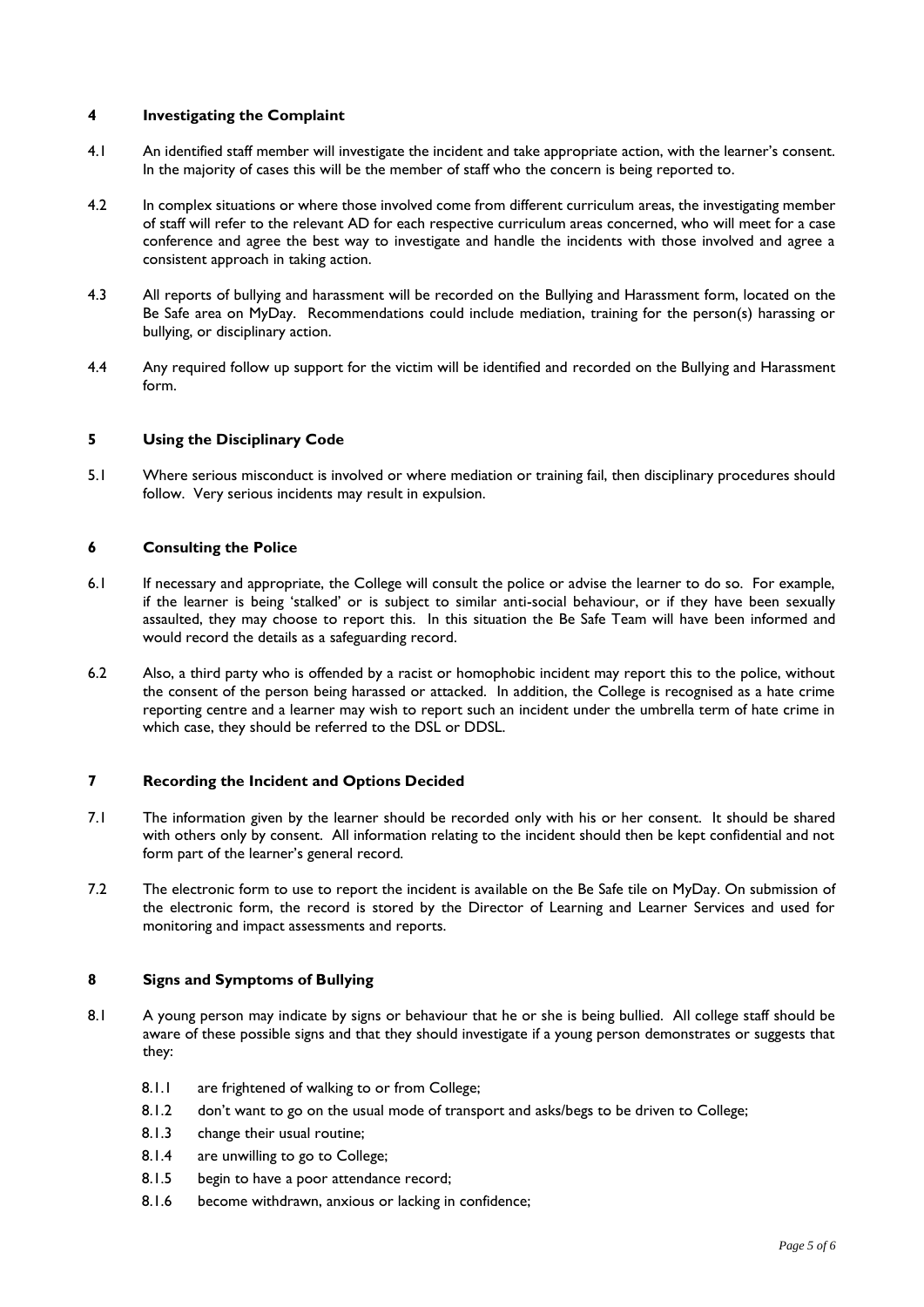## 4 Investigating the Complaint

4.1 An identified staff member will investigate the incident and take appropriate action, with the learner's consent. In the majority of cases this will be the member of staff who the concern is being reported to.

4.2 In complex situations or where those involved come from different curriculum areas, the investigating member of staff will refer to the relevant AD for each respective curriculum areas concerned, who will meet for a case conference and agree the best way to investigate and handle the incidents with those involved and agree a consistent approach in taking action.

4.3 All reports of bullying and harassment will be recorded on the Bullying and Harassment form, located on the Be Safe area on MyDay. Recommendations could include mediation, training for the person(s) harassing or bullying, or disciplinary action.

4.4 Any required follow up support for the victim will be identified and recorded on the Bullying and Harassment form.

## 5 Using the Disciplinary Code

5.1 Where serious misconduct is involved or where mediation or training fail, then disciplinary procedures should follow. Very serious incidents may result in expulsion.

## 6 Consulting the Police

6.1 If necessary and appropriate, the College will consult the police or advise the learner to do so. For example, if the learner is being 'stalked' or is subject to similar anti-social behaviour, or if they have been sexually assaulted, they may choose to report this. In this situation the Be Safe Team will have been informed and would record the details as a safeguarding record.

6.2 Also, a third party who is offended by a racist or homophobic incident may report this to the police, without the consent of the person being harassed or attacked. In addition, the College is recognised as a hate crime reporting centre and a learner may wish to report such an incident under the umbrella term of hate crime in which case, they should be referred to the DSL or DDSL.

## 7 Recording the Incident and Options Decided

7.1 The information given by the learner should be recorded only with his or her consent. It should be shared with others only by consent. All information relating to the incident should then be kept confidential and not form part of the learner's general record.

7.2 The electronic form to use to report the incident is available on the Be Safe tile on MyDay. On submission of the electronic form, the record is stored by the Director of Learning and Learner Services and used for monitoring and impact assessments and reports.

## 8 Signs and Symptoms of Bullying

8.1 A young person may indicate by signs or behaviour that he or she is being bullied. All college staff should be aware of these possible signs and that they should investigate if a young person demonstrates or suggests that they:

- 8.1.1 are frightened of walking to or from College;
- 8.1.2 don't want to go on the usual mode of transport and asks/begs to be driven to College;
- 8.1.3 change their usual routine;
- 8.1.4 are unwilling to go to College;
- 8.1.5 begin to have a poor attendance record;
- 8.1.6 become withdrawn, anxious or lacking in confidence;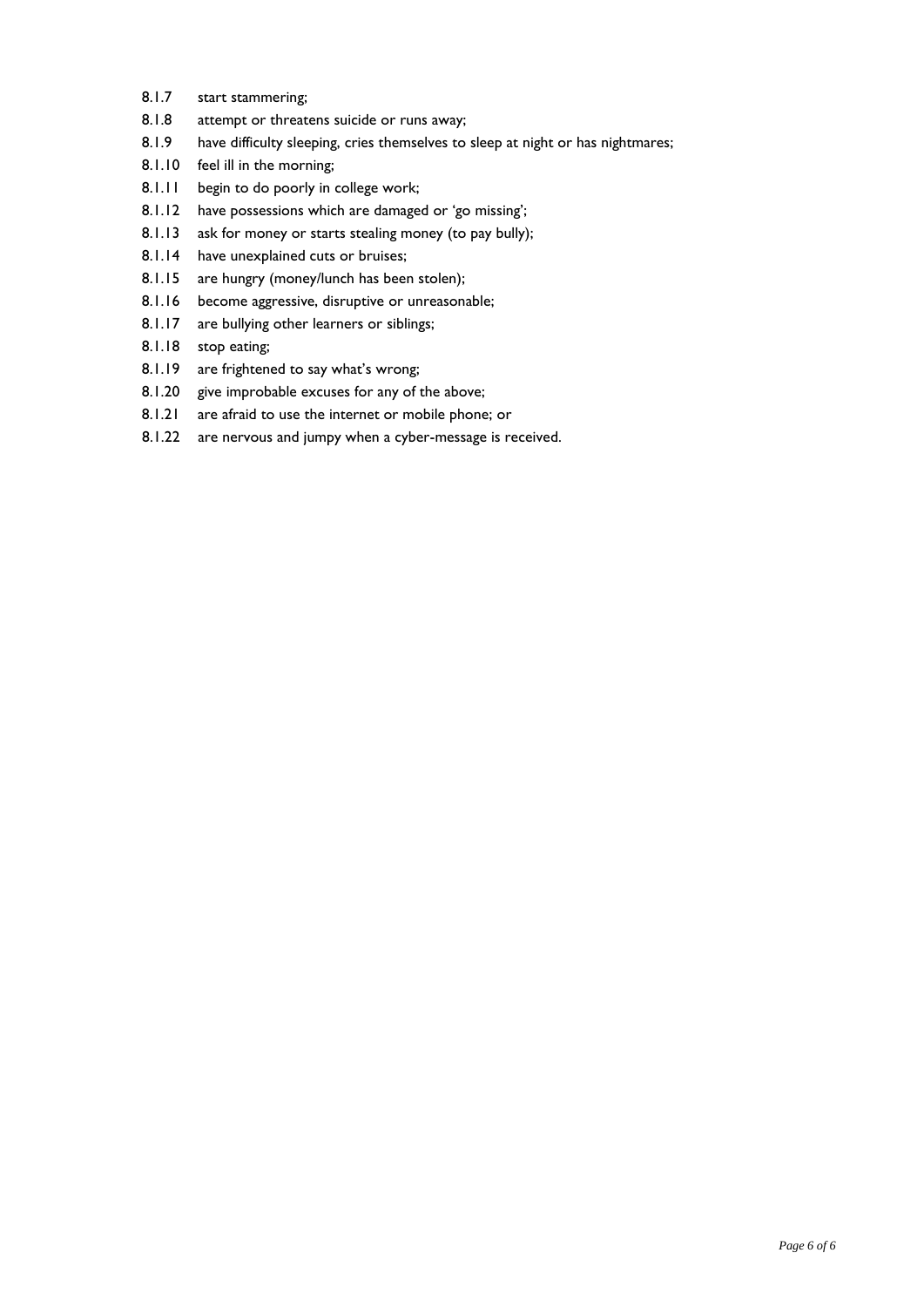8.1.7 start stammering;

8.1.8 attempt or threatens suicide or runs away;

8.1.9 have difficulty sleeping, cries themselves to sleep at night or has nightmares;

8.1.10 feel ill in the morning;

8.1.11 begin to do poorly in college work;

8.1.12 have possessions which are damaged or 'go missing';

8.1.13 ask for money or starts stealing money (to pay bully);

8.1.14 have unexplained cuts or bruises;

8.1.15 are hungry (money/lunch has been stolen);

8.1.16 become aggressive, disruptive or unreasonable;

8.1.17 are bullying other learners or siblings;

8.1.18 stop eating;

8.1.19 are frightened to say what's wrong;

8.1.20 give improbable excuses for any of the above;

8.1.21 are afraid to use the internet or mobile phone; or

8.1.22 are nervous and jumpy when a cyber-message is received.